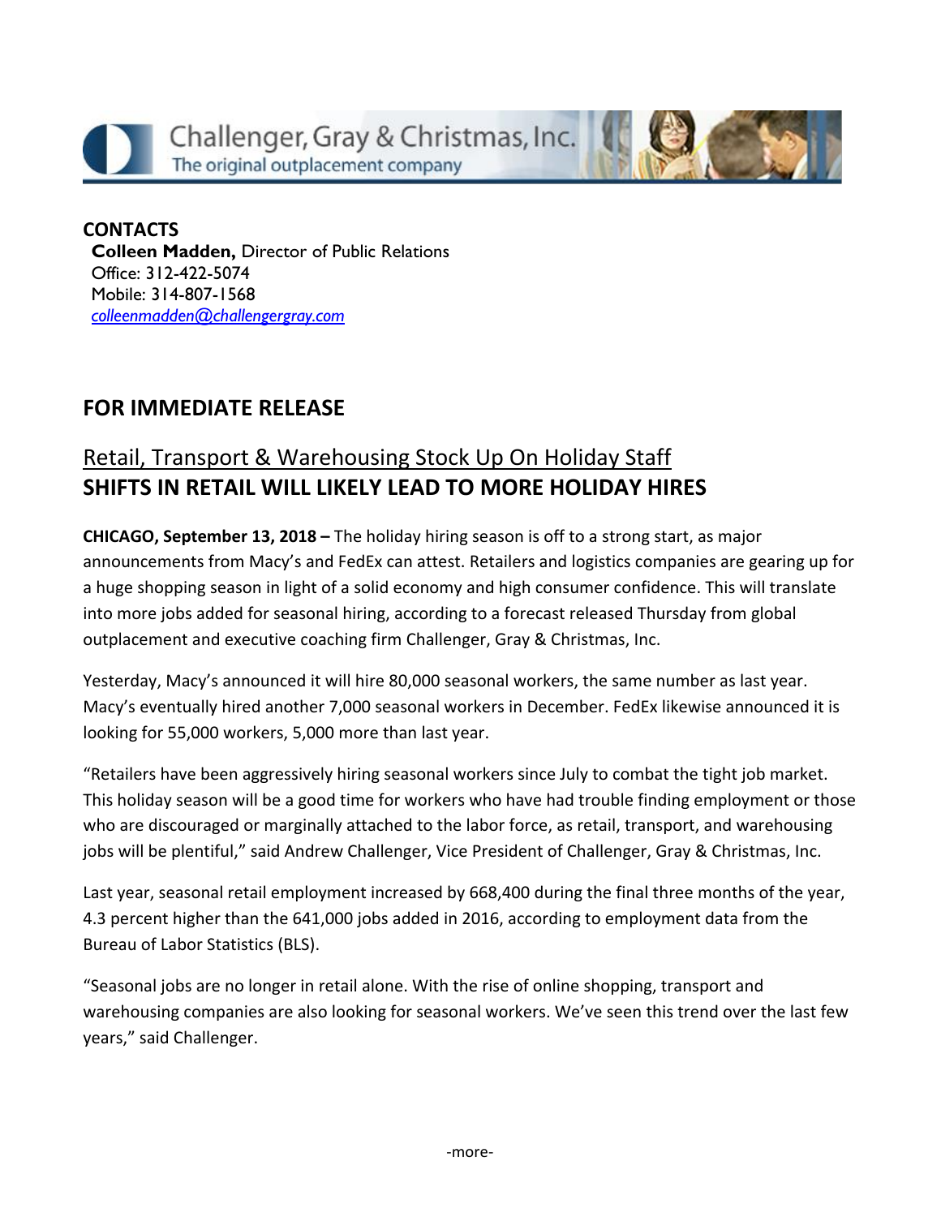Challenger, Gray & Christmas, Inc.
The original outplacement company

**CONTACTS**
**Colleen Madden,** Director of Public Relations
Office: 312-422-5074
Mobile: 314-807-1568
*colleenmadden@challengergray.com*

## FOR IMMEDIATE RELEASE

## Retail, Transport & Warehousing Stock Up On Holiday Staff
## SHIFTS IN RETAIL WILL LIKELY LEAD TO MORE HOLIDAY HIRES

**CHICAGO, September 13, 2018 –** The holiday hiring season is off to a strong start, as major announcements from Macy's and FedEx can attest. Retailers and logistics companies are gearing up for a huge shopping season in light of a solid economy and high consumer confidence. This will translate into more jobs added for seasonal hiring, according to a forecast released Thursday from global outplacement and executive coaching firm Challenger, Gray & Christmas, Inc.

Yesterday, Macy's announced it will hire 80,000 seasonal workers, the same number as last year. Macy's eventually hired another 7,000 seasonal workers in December. FedEx likewise announced it is looking for 55,000 workers, 5,000 more than last year.

"Retailers have been aggressively hiring seasonal workers since July to combat the tight job market. This holiday season will be a good time for workers who have had trouble finding employment or those who are discouraged or marginally attached to the labor force, as retail, transport, and warehousing jobs will be plentiful," said Andrew Challenger, Vice President of Challenger, Gray & Christmas, Inc.

Last year, seasonal retail employment increased by 668,400 during the final three months of the year, 4.3 percent higher than the 641,000 jobs added in 2016, according to employment data from the Bureau of Labor Statistics (BLS).

"Seasonal jobs are no longer in retail alone. With the rise of online shopping, transport and warehousing companies are also looking for seasonal workers. We've seen this trend over the last few years," said Challenger.

-more-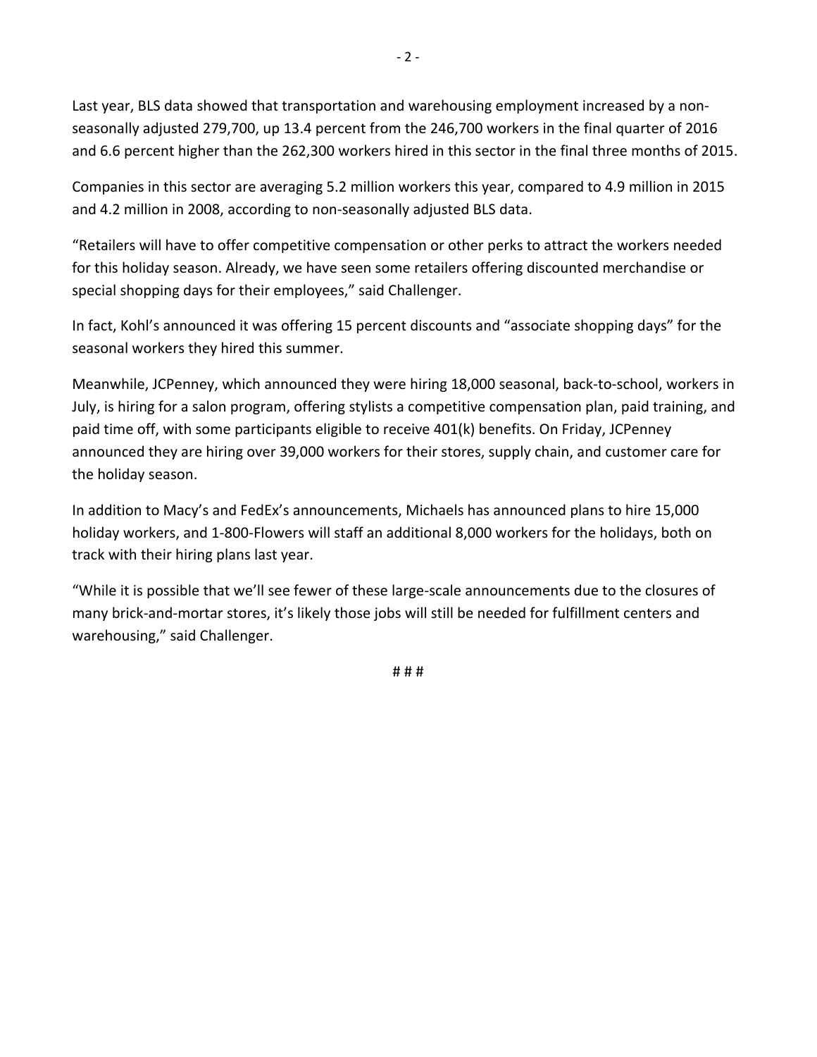Last year, BLS data showed that transportation and warehousing employment increased by a non-seasonally adjusted 279,700, up 13.4 percent from the 246,700 workers in the final quarter of 2016 and 6.6 percent higher than the 262,300 workers hired in this sector in the final three months of 2015.

Companies in this sector are averaging 5.2 million workers this year, compared to 4.9 million in 2015 and 4.2 million in 2008, according to non-seasonally adjusted BLS data.

"Retailers will have to offer competitive compensation or other perks to attract the workers needed for this holiday season. Already, we have seen some retailers offering discounted merchandise or special shopping days for their employees," said Challenger.

In fact, Kohl's announced it was offering 15 percent discounts and "associate shopping days" for the seasonal workers they hired this summer.

Meanwhile, JCPenney, which announced they were hiring 18,000 seasonal, back-to-school, workers in July, is hiring for a salon program, offering stylists a competitive compensation plan, paid training, and paid time off, with some participants eligible to receive 401(k) benefits. On Friday, JCPenney announced they are hiring over 39,000 workers for their stores, supply chain, and customer care for the holiday season.

In addition to Macy's and FedEx's announcements, Michaels has announced plans to hire 15,000 holiday workers, and 1-800-Flowers will staff an additional 8,000 workers for the holidays, both on track with their hiring plans last year.

"While it is possible that we'll see fewer of these large-scale announcements due to the closures of many brick-and-mortar stores, it's likely those jobs will still be needed for fulfillment centers and warehousing," said Challenger.

# # #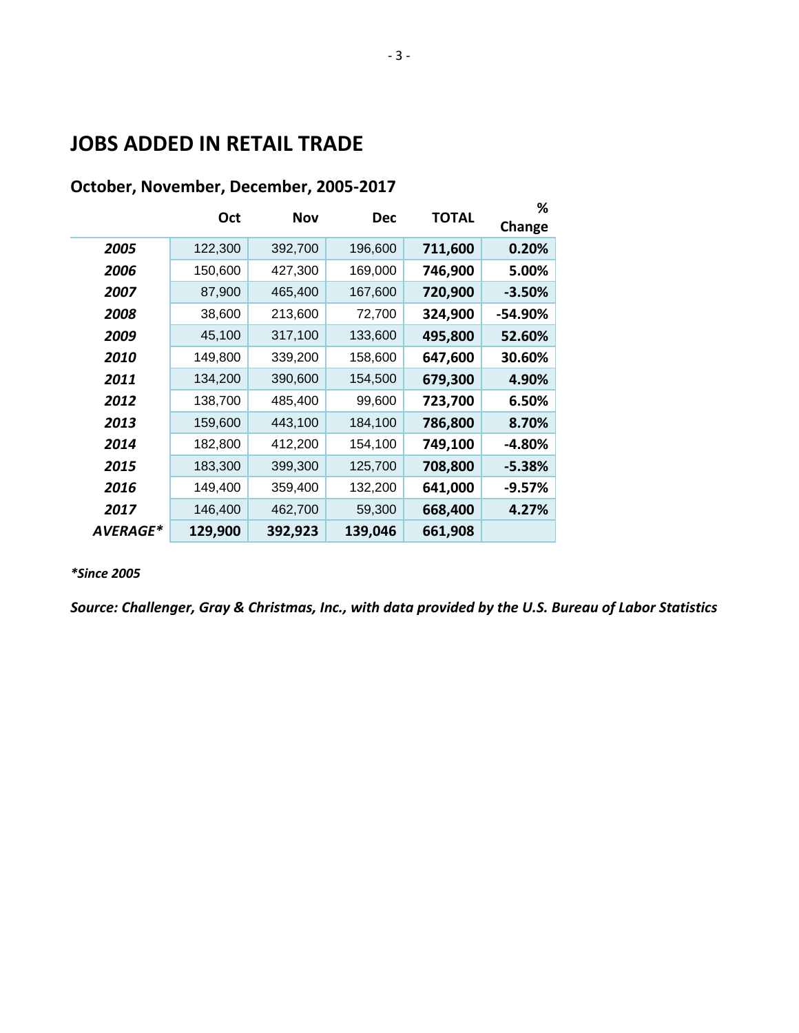# JOBS ADDED IN RETAIL TRADE

## October, November, December, 2005-2017

| | Oct | Nov | Dec | TOTAL | % Change |
|---|---|---|---|---|---|
| ***2005*** | 122,300 | 392,700 | 196,600 | **711,600** | **0.20%** |
| ***2006*** | 150,600 | 427,300 | 169,000 | **746,900** | **5.00%** |
| ***2007*** | 87,900 | 465,400 | 167,600 | **720,900** | **-3.50%** |
| ***2008*** | 38,600 | 213,600 | 72,700 | **324,900** | **-54.90%** |
| ***2009*** | 45,100 | 317,100 | 133,600 | **495,800** | **52.60%** |
| ***2010*** | 149,800 | 339,200 | 158,600 | **647,600** | **30.60%** |
| ***2011*** | 134,200 | 390,600 | 154,500 | **679,300** | **4.90%** |
| ***2012*** | 138,700 | 485,400 | 99,600 | **723,700** | **6.50%** |
| ***2013*** | 159,600 | 443,100 | 184,100 | **786,800** | **8.70%** |
| ***2014*** | 182,800 | 412,200 | 154,100 | **749,100** | **-4.80%** |
| ***2015*** | 183,300 | 399,300 | 125,700 | **708,800** | **-5.38%** |
| ***2016*** | 149,400 | 359,400 | 132,200 | **641,000** | **-9.57%** |
| ***2017*** | 146,400 | 462,700 | 59,300 | **668,400** | **4.27%** |
| ***AVERAGE**** | **129,900** | **392,923** | **139,046** | **661,908** | |

***Since 2005***

***Source: Challenger, Gray & Christmas, Inc., with data provided by the U.S. Bureau of Labor Statistics***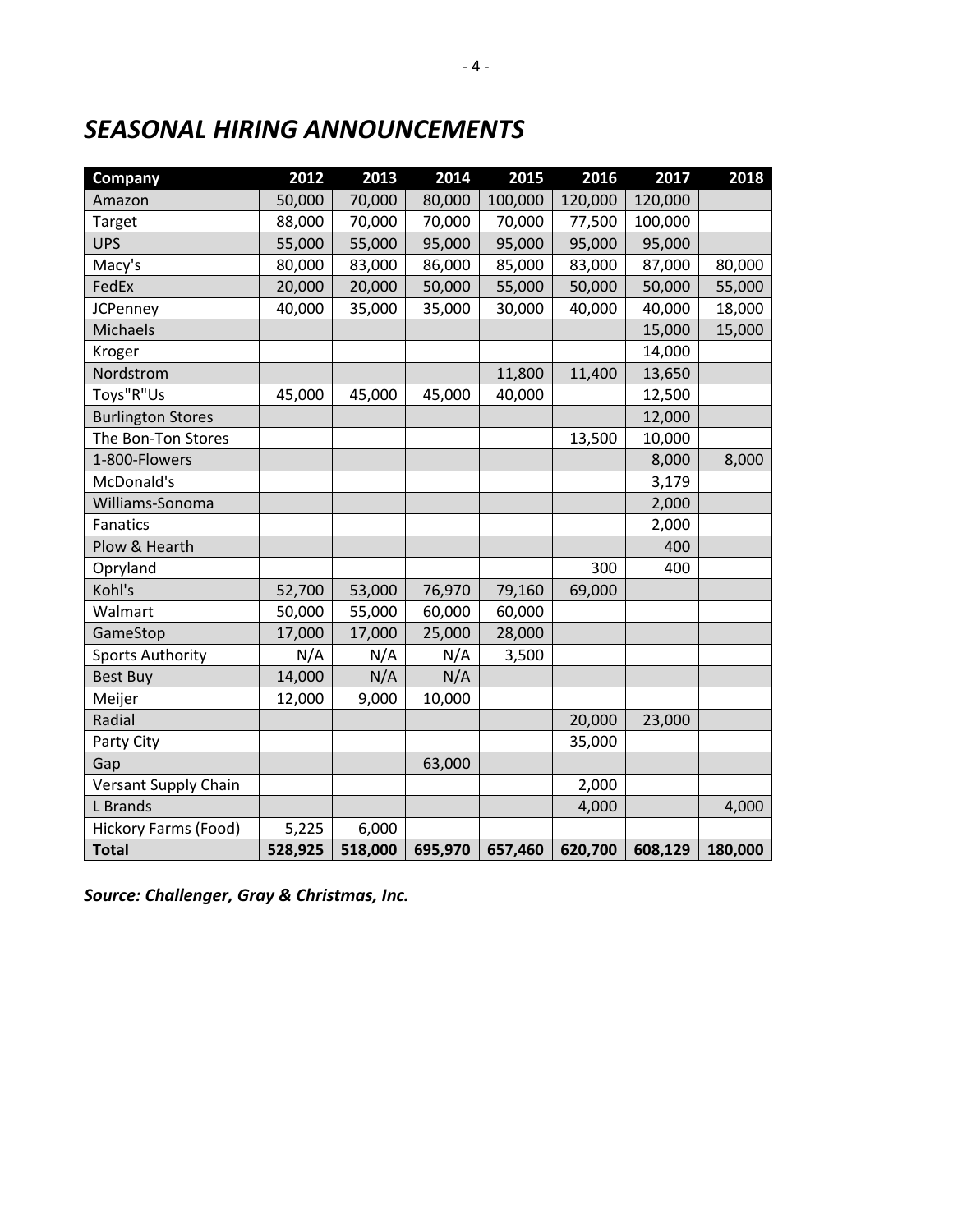# *SEASONAL HIRING ANNOUNCEMENTS*

| Company | 2012 | 2013 | 2014 | 2015 | 2016 | 2017 | 2018 |
|---|---|---|---|---|---|---|---|
| Amazon | 50,000 | 70,000 | 80,000 | 100,000 | 120,000 | 120,000 | |
| Target | 88,000 | 70,000 | 70,000 | 70,000 | 77,500 | 100,000 | |
| UPS | 55,000 | 55,000 | 95,000 | 95,000 | 95,000 | 95,000 | |
| Macy's | 80,000 | 83,000 | 86,000 | 85,000 | 83,000 | 87,000 | 80,000 |
| FedEx | 20,000 | 20,000 | 50,000 | 55,000 | 50,000 | 50,000 | 55,000 |
| JCPenney | 40,000 | 35,000 | 35,000 | 30,000 | 40,000 | 40,000 | 18,000 |
| Michaels | | | | | | 15,000 | 15,000 |
| Kroger | | | | | | 14,000 | |
| Nordstrom | | | | 11,800 | 11,400 | 13,650 | |
| Toys"R"Us | 45,000 | 45,000 | 45,000 | 40,000 | | 12,500 | |
| Burlington Stores | | | | | | 12,000 | |
| The Bon-Ton Stores | | | | | 13,500 | 10,000 | |
| 1-800-Flowers | | | | | | 8,000 | 8,000 |
| McDonald's | | | | | | 3,179 | |
| Williams-Sonoma | | | | | | 2,000 | |
| Fanatics | | | | | | 2,000 | |
| Plow & Hearth | | | | | | 400 | |
| Opryland | | | | | 300 | 400 | |
| Kohl's | 52,700 | 53,000 | 76,970 | 79,160 | 69,000 | | |
| Walmart | 50,000 | 55,000 | 60,000 | 60,000 | | | |
| GameStop | 17,000 | 17,000 | 25,000 | 28,000 | | | |
| Sports Authority | N/A | N/A | N/A | 3,500 | | | |
| Best Buy | 14,000 | N/A | N/A | | | | |
| Meijer | 12,000 | 9,000 | 10,000 | | | | |
| Radial | | | | | 20,000 | 23,000 | |
| Party City | | | | | 35,000 | | |
| Gap | | | 63,000 | | | | |
| Versant Supply Chain | | | | | 2,000 | | |
| L Brands | | | | | 4,000 | | 4,000 |
| Hickory Farms (Food) | 5,225 | 6,000 | | | | | |
| **Total** | **528,925** | **518,000** | **695,970** | **657,460** | **620,700** | **608,129** | **180,000** |

***Source: Challenger, Gray & Christmas, Inc.***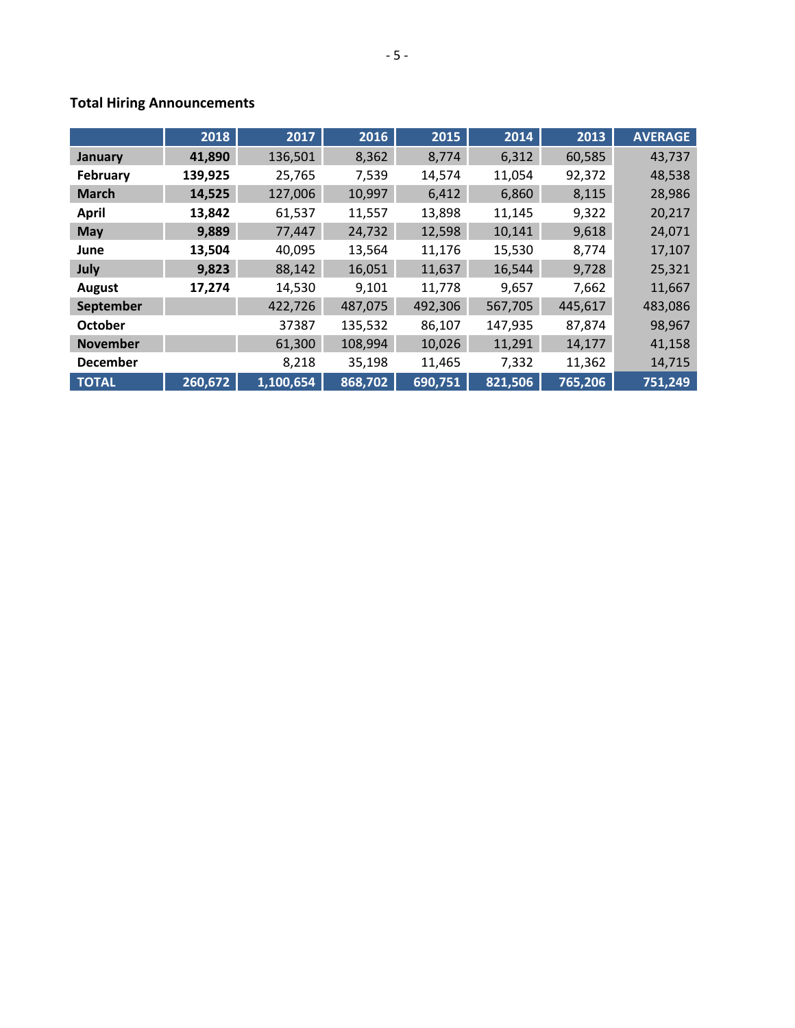## Total Hiring Announcements

| | 2018 | 2017 | 2016 | 2015 | 2014 | 2013 | AVERAGE |
|---|---|---|---|---|---|---|---|
| **January** | **41,890** | 136,501 | 8,362 | 8,774 | 6,312 | 60,585 | 43,737 |
| **February** | **139,925** | 25,765 | 7,539 | 14,574 | 11,054 | 92,372 | 48,538 |
| **March** | **14,525** | 127,006 | 10,997 | 6,412 | 6,860 | 8,115 | 28,986 |
| **April** | **13,842** | 61,537 | 11,557 | 13,898 | 11,145 | 9,322 | 20,217 |
| **May** | **9,889** | 77,447 | 24,732 | 12,598 | 10,141 | 9,618 | 24,071 |
| **June** | **13,504** | 40,095 | 13,564 | 11,176 | 15,530 | 8,774 | 17,107 |
| **July** | **9,823** | 88,142 | 16,051 | 11,637 | 16,544 | 9,728 | 25,321 |
| **August** | **17,274** | 14,530 | 9,101 | 11,778 | 9,657 | 7,662 | 11,667 |
| **September** | | 422,726 | 487,075 | 492,306 | 567,705 | 445,617 | 483,086 |
| **October** | | 37387 | 135,532 | 86,107 | 147,935 | 87,874 | 98,967 |
| **November** | | 61,300 | 108,994 | 10,026 | 11,291 | 14,177 | 41,158 |
| **December** | | 8,218 | 35,198 | 11,465 | 7,332 | 11,362 | 14,715 |
| **TOTAL** | **260,672** | **1,100,654** | **868,702** | **690,751** | **821,506** | **765,206** | **751,249** |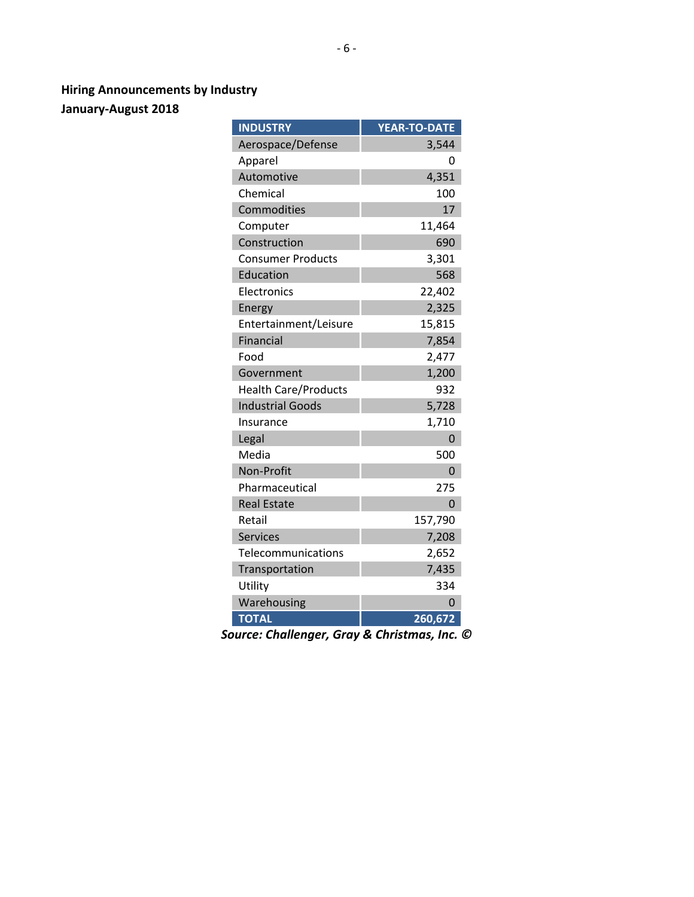**Hiring Announcements by Industry**
**January-August 2018**

| INDUSTRY | YEAR-TO-DATE |
|---|---|
| Aerospace/Defense | 3,544 |
| Apparel | 0 |
| Automotive | 4,351 |
| Chemical | 100 |
| Commodities | 17 |
| Computer | 11,464 |
| Construction | 690 |
| Consumer Products | 3,301 |
| Education | 568 |
| Electronics | 22,402 |
| Energy | 2,325 |
| Entertainment/Leisure | 15,815 |
| Financial | 7,854 |
| Food | 2,477 |
| Government | 1,200 |
| Health Care/Products | 932 |
| Industrial Goods | 5,728 |
| Insurance | 1,710 |
| Legal | 0 |
| Media | 500 |
| Non-Profit | 0 |
| Pharmaceutical | 275 |
| Real Estate | 0 |
| Retail | 157,790 |
| Services | 7,208 |
| Telecommunications | 2,652 |
| Transportation | 7,435 |
| Utility | 334 |
| Warehousing | 0 |
| **TOTAL** | **260,672** |

***Source: Challenger, Gray & Christmas, Inc. ©***